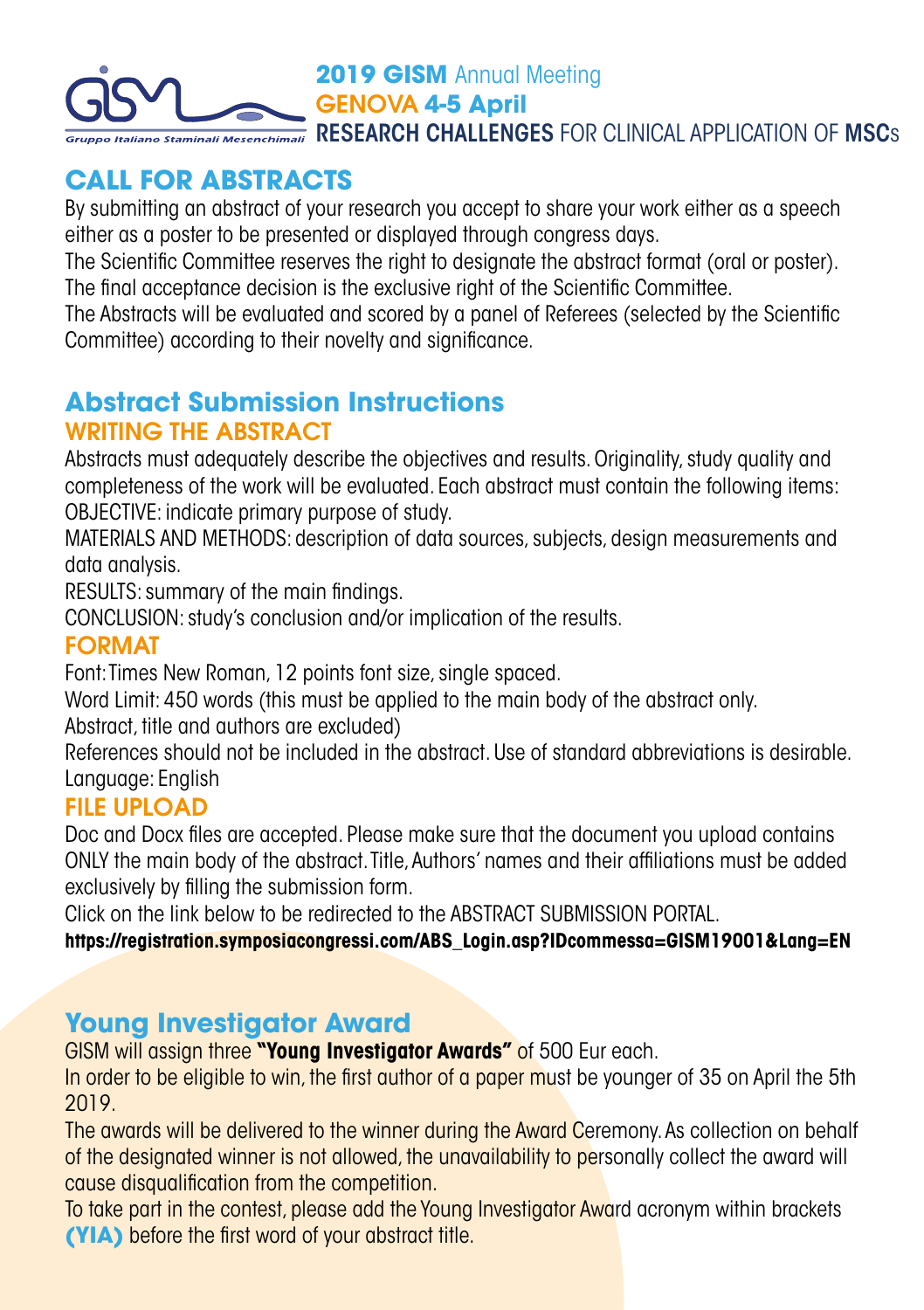**GISM** *Gruppo Italiano Staminali Mesenchimali*

**2019 GISM** Annual Meeting
**GENOVA 4-5 April**
**RESEARCH CHALLENGES** FOR CLINICAL APPLICATION OF **MSC**s

## CALL FOR ABSTRACTS

By submitting an abstract of your research you accept to share your work either as a speech either as a poster to be presented or displayed through congress days.
The Scientific Committee reserves the right to designate the abstract format (oral or poster).
The final acceptance decision is the exclusive right of the Scientific Committee.
The Abstracts will be evaluated and scored by a panel of Referees (selected by the Scientific Committee) according to their novelty and significance.

## Abstract Submission Instructions

### WRITING THE ABSTRACT

Abstracts must adequately describe the objectives and results. Originality, study quality and completeness of the work will be evaluated. Each abstract must contain the following items:
OBJECTIVE: indicate primary purpose of study.
MATERIALS AND METHODS: description of data sources, subjects, design measurements and data analysis.
RESULTS: summary of the main findings.
CONCLUSION: study's conclusion and/or implication of the results.

### FORMAT

Font: Times New Roman, 12 points font size, single spaced.
Word Limit: 450 words (this must be applied to the main body of the abstract only.
Abstract, title and authors are excluded)
References should not be included in the abstract. Use of standard abbreviations is desirable.
Language: English

### FILE UPLOAD

Doc and Docx files are accepted. Please make sure that the document you upload contains ONLY the main body of the abstract. Title, Authors' names and their affiliations must be added exclusively by filling the submission form.
Click on the link below to be redirected to the ABSTRACT SUBMISSION PORTAL.
**https://registration.symposiacongressi.com/ABS_Login.asp?IDcommessa=GISM19001&Lang=EN**

## Young Investigator Award

GISM will assign three **"Young Investigator Awards"** of 500 Eur each.
In order to be eligible to win, the first author of a paper must be younger of 35 on April the 5th 2019.
The awards will be delivered to the winner during the Award Ceremony. As collection on behalf of the designated winner is not allowed, the unavailability to personally collect the award will cause disqualification from the competition.
To take part in the contest, please add the Young Investigator Award acronym within brackets **(YIA)** before the first word of your abstract title.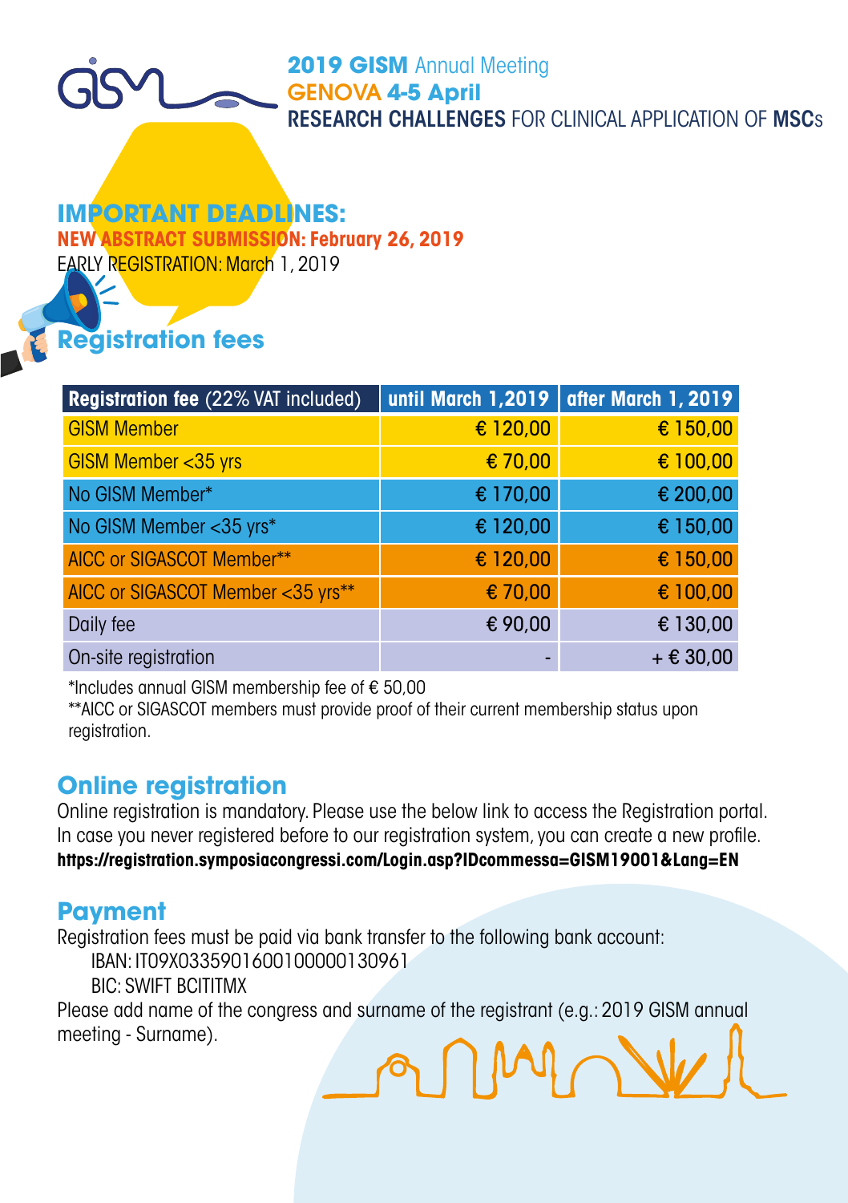**2019 GISM** Annual Meeting
**GENOVA 4-5 April**
**RESEARCH CHALLENGES** FOR CLINICAL APPLICATION OF **MSCs**

## IMPORTANT DEADLINES:

**NEW ABSTRACT SUBMISSION: February 26, 2019**

EARLY REGISTRATION: March 1, 2019

## Registration fees

| **Registration fee** (22% VAT included) | **until March 1,2019** | **after March 1, 2019** |
|---|---|---|
| GISM Member | € 120,00 | € 150,00 |
| GISM Member <35 yrs | € 70,00 | € 100,00 |
| No GISM Member* | € 170,00 | € 200,00 |
| No GISM Member <35 yrs* | € 120,00 | € 150,00 |
| AICC or SIGASCOT Member** | € 120,00 | € 150,00 |
| AICC or SIGASCOT Member <35 yrs** | € 70,00 | € 100,00 |
| Daily fee | € 90,00 | € 130,00 |
| On-site registration | - | + € 30,00 |

*Includes annual GISM membership fee of € 50,00

**AICC or SIGASCOT members must provide proof of their current membership status upon registration.

## Online registration

Online registration is mandatory. Please use the below link to access the Registration portal. In case you never registered before to our registration system, you can create a new profile.

**https://registration.symposiacongressi.com/Login.asp?IDcommessa=GISM19001&Lang=EN**

## Payment

Registration fees must be paid via bank transfer to the following bank account:

IBAN: IT09X0335901600100000130961

BIC: SWIFT BCITITMX

Please add name of the congress and surname of the registrant (e.g.: 2019 GISM annual meeting - Surname).